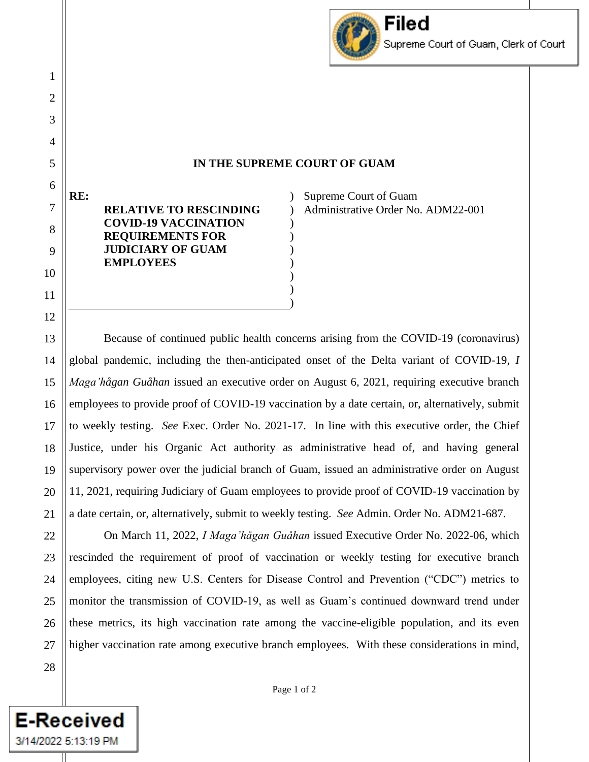# IN THE SUPREME COURT OF GUAM

**RE:**

**RELATIVE TO RESCINDING COVID-19 VACCINATION REQUIREMENTS FOR JUDICIARY OF GUAM EMPLOYEES**

Supreme Court of Guam
Administrative Order No. ADM22-001

Because of continued public health concerns arising from the COVID-19 (coronavirus) global pandemic, including the then-anticipated onset of the Delta variant of COVID-19, *I Maga'hågan Guåhan* issued an executive order on August 6, 2021, requiring executive branch employees to provide proof of COVID-19 vaccination by a date certain, or, alternatively, submit to weekly testing. *See* Exec. Order No. 2021-17. In line with this executive order, the Chief Justice, under his Organic Act authority as administrative head of, and having general supervisory power over the judicial branch of Guam, issued an administrative order on August 11, 2021, requiring Judiciary of Guam employees to provide proof of COVID-19 vaccination by a date certain, or, alternatively, submit to weekly testing. *See* Admin. Order No. ADM21-687.

On March 11, 2022, *I Maga'hågan Guåhan* issued Executive Order No. 2022-06, which rescinded the requirement of proof of vaccination or weekly testing for executive branch employees, citing new U.S. Centers for Disease Control and Prevention ("CDC") metrics to monitor the transmission of COVID-19, as well as Guam's continued downward trend under these metrics, its high vaccination rate among the vaccine-eligible population, and its even higher vaccination rate among executive branch employees. With these considerations in mind,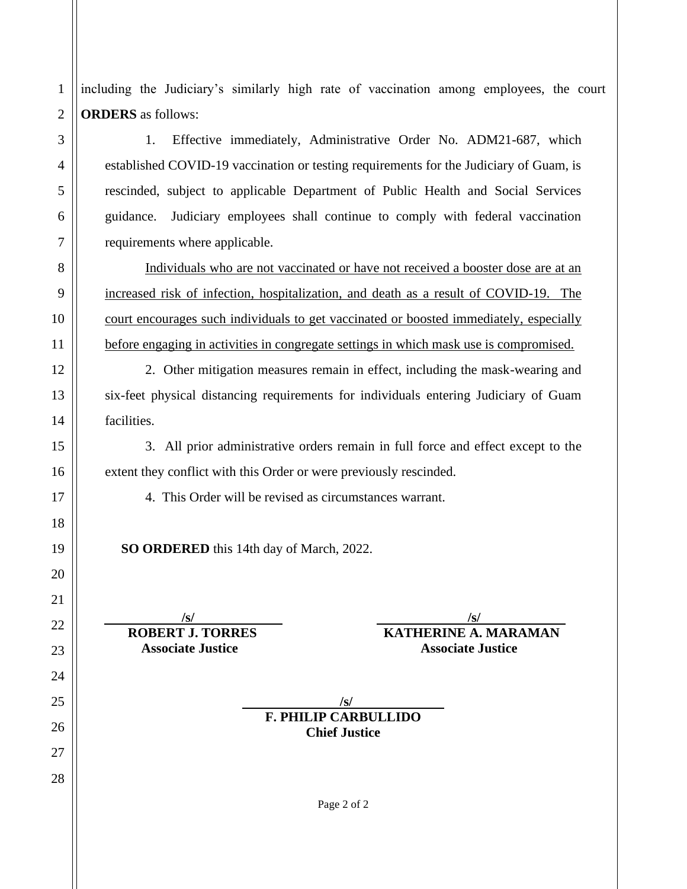including the Judiciary's similarly high rate of vaccination among employees, the court **ORDERS** as follows:

1. Effective immediately, Administrative Order No. ADM21-687, which established COVID-19 vaccination or testing requirements for the Judiciary of Guam, is rescinded, subject to applicable Department of Public Health and Social Services guidance. Judiciary employees shall continue to comply with federal vaccination requirements where applicable.

<u>Individuals who are not vaccinated or have not received a booster dose are at an increased risk of infection, hospitalization, and death as a result of COVID-19. The court encourages such individuals to get vaccinated or boosted immediately, especially before engaging in activities in congregate settings in which mask use is compromised.</u>

2. Other mitigation measures remain in effect, including the mask-wearing and six-feet physical distancing requirements for individuals entering Judiciary of Guam facilities.

3. All prior administrative orders remain in full force and effect except to the extent they conflict with this Order or were previously rescinded.

4. This Order will be revised as circumstances warrant.

**SO ORDERED** this 14th day of March, 2022.

**/s/**
**ROBERT J. TORRES**
**Associate Justice**

**/s/**
**KATHERINE A. MARAMAN**
**Associate Justice**

**/s/**
**F. PHILIP CARBULLIDO**
**Chief Justice**